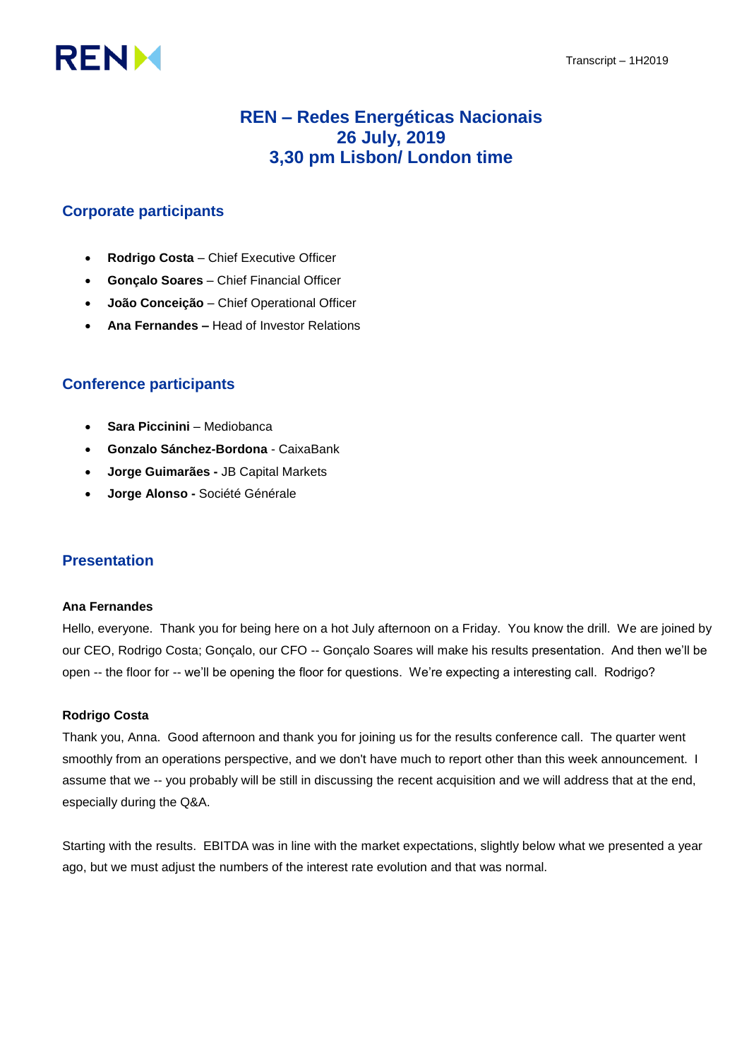# REN – Redes Energéticas Nacionais
# 26 July, 2019
# 3,30 pm Lisbon/ London time

## Corporate participants

- **Rodrigo Costa** – Chief Executive Officer
- **Gonçalo Soares** – Chief Financial Officer
- **João Conceição** – Chief Operational Officer
- **Ana Fernandes –** Head of Investor Relations

## Conference participants

- **Sara Piccinini** – Mediobanca
- **Gonzalo Sánchez-Bordona** - CaixaBank
- **Jorge Guimarães -** JB Capital Markets
- **Jorge Alonso -** Société Générale

## Presentation

**Ana Fernandes**

Hello, everyone. Thank you for being here on a hot July afternoon on a Friday. You know the drill. We are joined by our CEO, Rodrigo Costa; Gonçalo, our CFO -- Gonçalo Soares will make his results presentation. And then we'll be open -- the floor for -- we'll be opening the floor for questions. We're expecting a interesting call. Rodrigo?

**Rodrigo Costa**

Thank you, Anna. Good afternoon and thank you for joining us for the results conference call. The quarter went smoothly from an operations perspective, and we don't have much to report other than this week announcement. I assume that we -- you probably will be still in discussing the recent acquisition and we will address that at the end, especially during the Q&A.

Starting with the results. EBITDA was in line with the market expectations, slightly below what we presented a year ago, but we must adjust the numbers of the interest rate evolution and that was normal.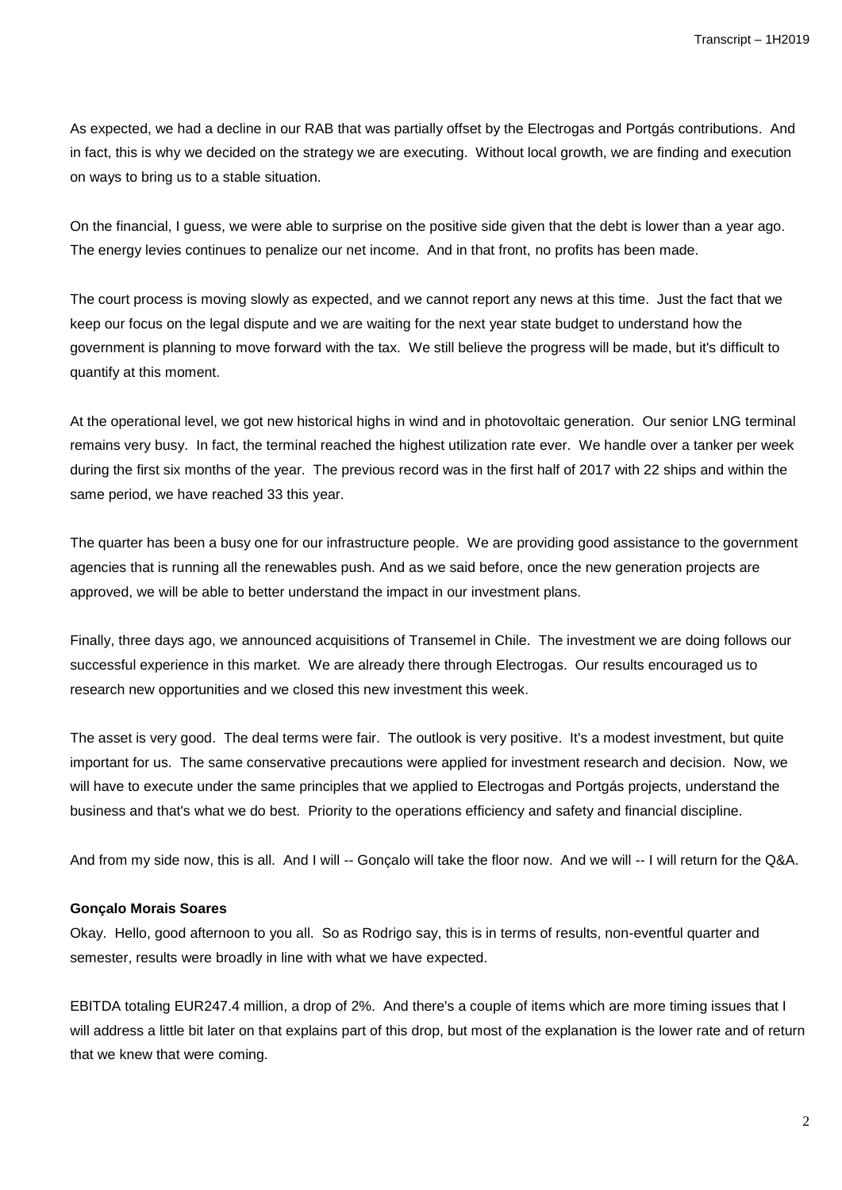As expected, we had a decline in our RAB that was partially offset by the Electrogas and Portgás contributions. And in fact, this is why we decided on the strategy we are executing. Without local growth, we are finding and execution on ways to bring us to a stable situation.

On the financial, I guess, we were able to surprise on the positive side given that the debt is lower than a year ago. The energy levies continues to penalize our net income. And in that front, no profits has been made.

The court process is moving slowly as expected, and we cannot report any news at this time. Just the fact that we keep our focus on the legal dispute and we are waiting for the next year state budget to understand how the government is planning to move forward with the tax. We still believe the progress will be made, but it's difficult to quantify at this moment.

At the operational level, we got new historical highs in wind and in photovoltaic generation. Our senior LNG terminal remains very busy. In fact, the terminal reached the highest utilization rate ever. We handle over a tanker per week during the first six months of the year. The previous record was in the first half of 2017 with 22 ships and within the same period, we have reached 33 this year.

The quarter has been a busy one for our infrastructure people. We are providing good assistance to the government agencies that is running all the renewables push. And as we said before, once the new generation projects are approved, we will be able to better understand the impact in our investment plans.

Finally, three days ago, we announced acquisitions of Transemel in Chile. The investment we are doing follows our successful experience in this market. We are already there through Electrogas. Our results encouraged us to research new opportunities and we closed this new investment this week.

The asset is very good. The deal terms were fair. The outlook is very positive. It's a modest investment, but quite important for us. The same conservative precautions were applied for investment research and decision. Now, we will have to execute under the same principles that we applied to Electrogas and Portgás projects, understand the business and that's what we do best. Priority to the operations efficiency and safety and financial discipline.

And from my side now, this is all. And I will -- Gonçalo will take the floor now. And we will -- I will return for the Q&A.

**Gonçalo Morais Soares**

Okay. Hello, good afternoon to you all. So as Rodrigo say, this is in terms of results, non-eventful quarter and semester, results were broadly in line with what we have expected.

EBITDA totaling EUR247.4 million, a drop of 2%. And there's a couple of items which are more timing issues that I will address a little bit later on that explains part of this drop, but most of the explanation is the lower rate and of return that we knew that were coming.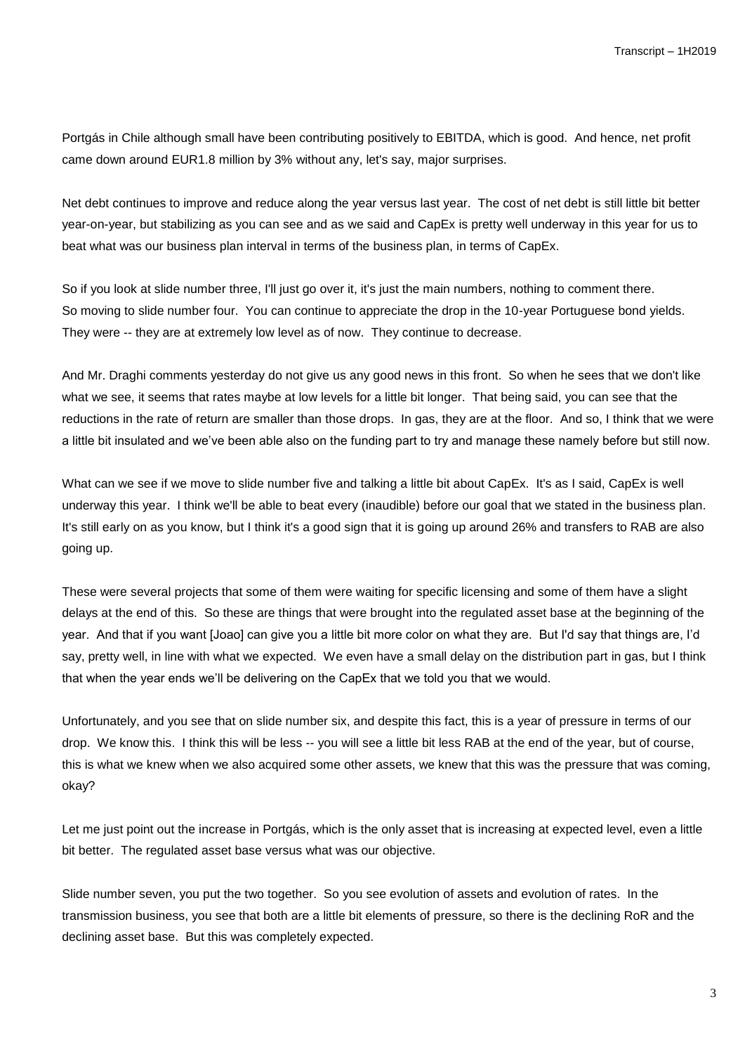Portgás in Chile although small have been contributing positively to EBITDA, which is good. And hence, net profit came down around EUR1.8 million by 3% without any, let's say, major surprises.

Net debt continues to improve and reduce along the year versus last year. The cost of net debt is still little bit better year-on-year, but stabilizing as you can see and as we said and CapEx is pretty well underway in this year for us to beat what was our business plan interval in terms of the business plan, in terms of CapEx.

So if you look at slide number three, I'll just go over it, it's just the main numbers, nothing to comment there. So moving to slide number four. You can continue to appreciate the drop in the 10-year Portuguese bond yields. They were -- they are at extremely low level as of now. They continue to decrease.

And Mr. Draghi comments yesterday do not give us any good news in this front. So when he sees that we don't like what we see, it seems that rates maybe at low levels for a little bit longer. That being said, you can see that the reductions in the rate of return are smaller than those drops. In gas, they are at the floor. And so, I think that we were a little bit insulated and we've been able also on the funding part to try and manage these namely before but still now.

What can we see if we move to slide number five and talking a little bit about CapEx. It's as I said, CapEx is well underway this year. I think we'll be able to beat every (inaudible) before our goal that we stated in the business plan. It's still early on as you know, but I think it's a good sign that it is going up around 26% and transfers to RAB are also going up.

These were several projects that some of them were waiting for specific licensing and some of them have a slight delays at the end of this. So these are things that were brought into the regulated asset base at the beginning of the year. And that if you want [Joao] can give you a little bit more color on what they are. But I'd say that things are, I'd say, pretty well, in line with what we expected. We even have a small delay on the distribution part in gas, but I think that when the year ends we'll be delivering on the CapEx that we told you that we would.

Unfortunately, and you see that on slide number six, and despite this fact, this is a year of pressure in terms of our drop. We know this. I think this will be less -- you will see a little bit less RAB at the end of the year, but of course, this is what we knew when we also acquired some other assets, we knew that this was the pressure that was coming, okay?

Let me just point out the increase in Portgás, which is the only asset that is increasing at expected level, even a little bit better. The regulated asset base versus what was our objective.

Slide number seven, you put the two together. So you see evolution of assets and evolution of rates. In the transmission business, you see that both are a little bit elements of pressure, so there is the declining RoR and the declining asset base. But this was completely expected.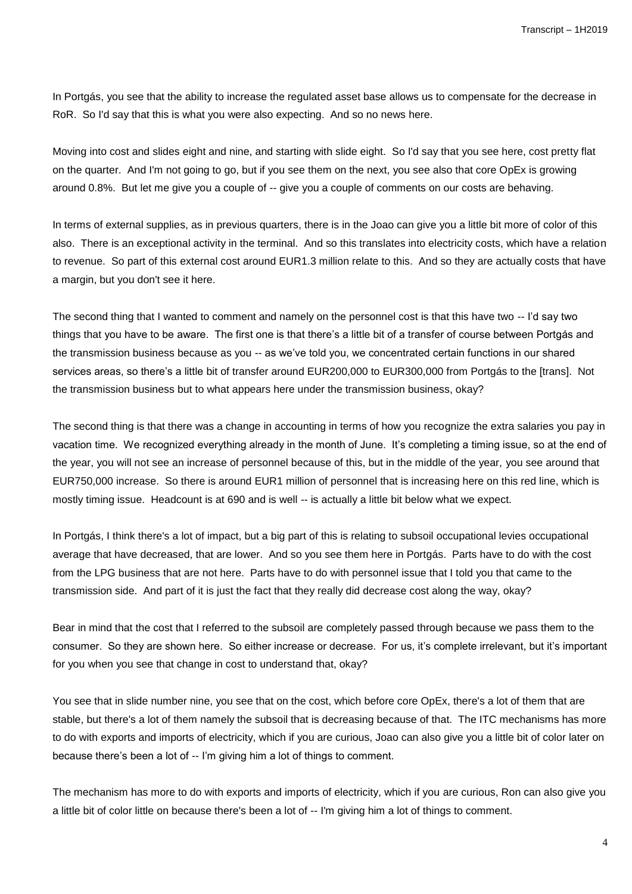In Portgás, you see that the ability to increase the regulated asset base allows us to compensate for the decrease in RoR. So I'd say that this is what you were also expecting. And so no news here.

Moving into cost and slides eight and nine, and starting with slide eight. So I'd say that you see here, cost pretty flat on the quarter. And I'm not going to go, but if you see them on the next, you see also that core OpEx is growing around 0.8%. But let me give you a couple of -- give you a couple of comments on our costs are behaving.

In terms of external supplies, as in previous quarters, there is in the Joao can give you a little bit more of color of this also. There is an exceptional activity in the terminal. And so this translates into electricity costs, which have a relation to revenue. So part of this external cost around EUR1.3 million relate to this. And so they are actually costs that have a margin, but you don't see it here.

The second thing that I wanted to comment and namely on the personnel cost is that this have two -- I'd say two things that you have to be aware. The first one is that there's a little bit of a transfer of course between Portgás and the transmission business because as you -- as we've told you, we concentrated certain functions in our shared services areas, so there's a little bit of transfer around EUR200,000 to EUR300,000 from Portgás to the [trans]. Not the transmission business but to what appears here under the transmission business, okay?

The second thing is that there was a change in accounting in terms of how you recognize the extra salaries you pay in vacation time. We recognized everything already in the month of June. It's completing a timing issue, so at the end of the year, you will not see an increase of personnel because of this, but in the middle of the year, you see around that EUR750,000 increase. So there is around EUR1 million of personnel that is increasing here on this red line, which is mostly timing issue. Headcount is at 690 and is well -- is actually a little bit below what we expect.

In Portgás, I think there's a lot of impact, but a big part of this is relating to subsoil occupational levies occupational average that have decreased, that are lower. And so you see them here in Portgás. Parts have to do with the cost from the LPG business that are not here. Parts have to do with personnel issue that I told you that came to the transmission side. And part of it is just the fact that they really did decrease cost along the way, okay?

Bear in mind that the cost that I referred to the subsoil are completely passed through because we pass them to the consumer. So they are shown here. So either increase or decrease. For us, it's complete irrelevant, but it's important for you when you see that change in cost to understand that, okay?

You see that in slide number nine, you see that on the cost, which before core OpEx, there's a lot of them that are stable, but there's a lot of them namely the subsoil that is decreasing because of that. The ITC mechanisms has more to do with exports and imports of electricity, which if you are curious, Joao can also give you a little bit of color later on because there's been a lot of -- I'm giving him a lot of things to comment.

The mechanism has more to do with exports and imports of electricity, which if you are curious, Ron can also give you a little bit of color little on because there's been a lot of -- I'm giving him a lot of things to comment.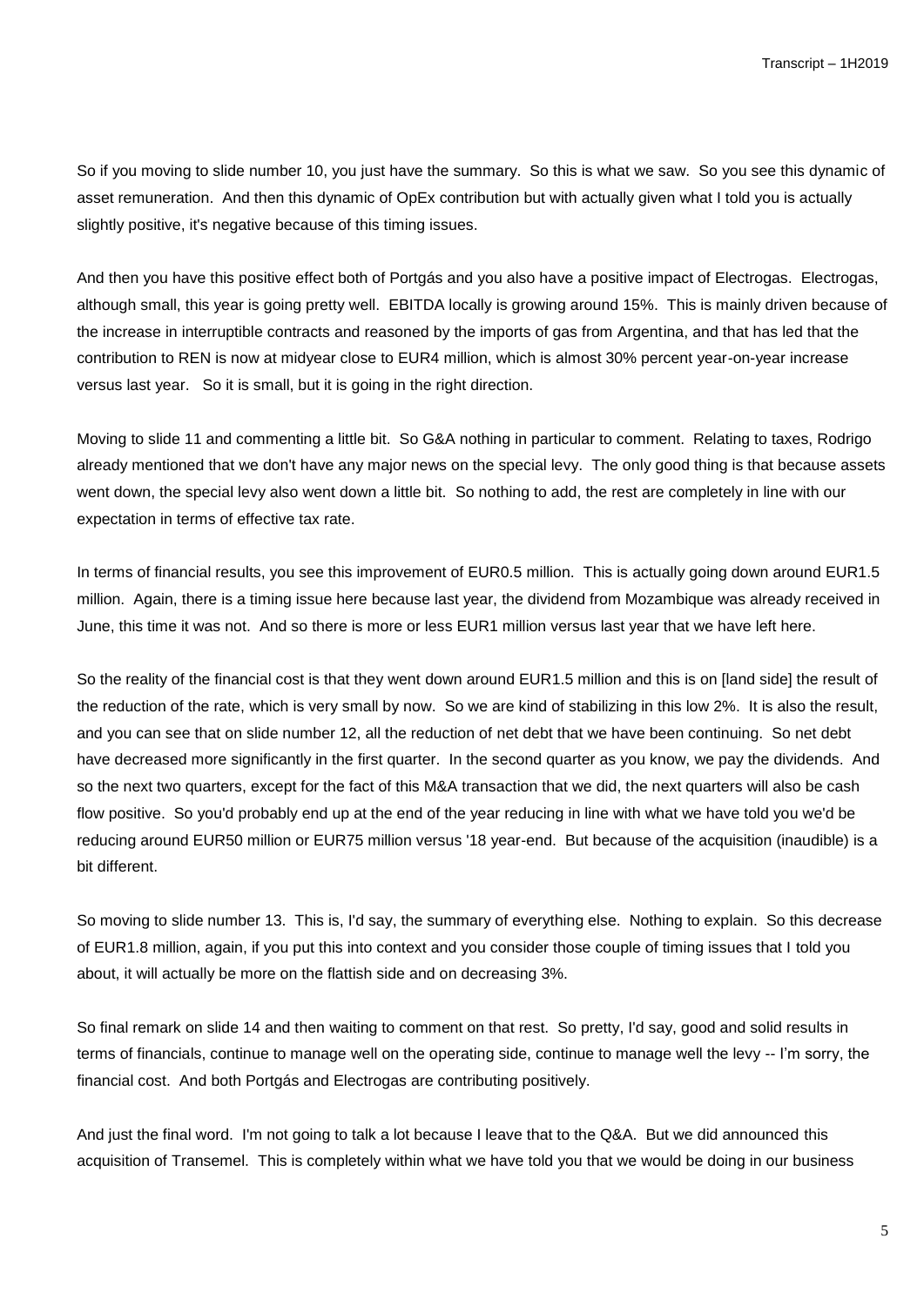So if you moving to slide number 10, you just have the summary. So this is what we saw. So you see this dynamic of asset remuneration. And then this dynamic of OpEx contribution but with actually given what I told you is actually slightly positive, it's negative because of this timing issues.

And then you have this positive effect both of Portgás and you also have a positive impact of Electrogas. Electrogas, although small, this year is going pretty well. EBITDA locally is growing around 15%. This is mainly driven because of the increase in interruptible contracts and reasoned by the imports of gas from Argentina, and that has led that the contribution to REN is now at midyear close to EUR4 million, which is almost 30% percent year-on-year increase versus last year. So it is small, but it is going in the right direction.

Moving to slide 11 and commenting a little bit. So G&A nothing in particular to comment. Relating to taxes, Rodrigo already mentioned that we don't have any major news on the special levy. The only good thing is that because assets went down, the special levy also went down a little bit. So nothing to add, the rest are completely in line with our expectation in terms of effective tax rate.

In terms of financial results, you see this improvement of EUR0.5 million. This is actually going down around EUR1.5 million. Again, there is a timing issue here because last year, the dividend from Mozambique was already received in June, this time it was not. And so there is more or less EUR1 million versus last year that we have left here.

So the reality of the financial cost is that they went down around EUR1.5 million and this is on [land side] the result of the reduction of the rate, which is very small by now. So we are kind of stabilizing in this low 2%. It is also the result, and you can see that on slide number 12, all the reduction of net debt that we have been continuing. So net debt have decreased more significantly in the first quarter. In the second quarter as you know, we pay the dividends. And so the next two quarters, except for the fact of this M&A transaction that we did, the next quarters will also be cash flow positive. So you'd probably end up at the end of the year reducing in line with what we have told you we'd be reducing around EUR50 million or EUR75 million versus '18 year-end. But because of the acquisition (inaudible) is a bit different.

So moving to slide number 13. This is, I'd say, the summary of everything else. Nothing to explain. So this decrease of EUR1.8 million, again, if you put this into context and you consider those couple of timing issues that I told you about, it will actually be more on the flattish side and on decreasing 3%.

So final remark on slide 14 and then waiting to comment on that rest. So pretty, I'd say, good and solid results in terms of financials, continue to manage well on the operating side, continue to manage well the levy -- I'm sorry, the financial cost. And both Portgás and Electrogas are contributing positively.

And just the final word. I'm not going to talk a lot because I leave that to the Q&A. But we did announced this acquisition of Transemel. This is completely within what we have told you that we would be doing in our business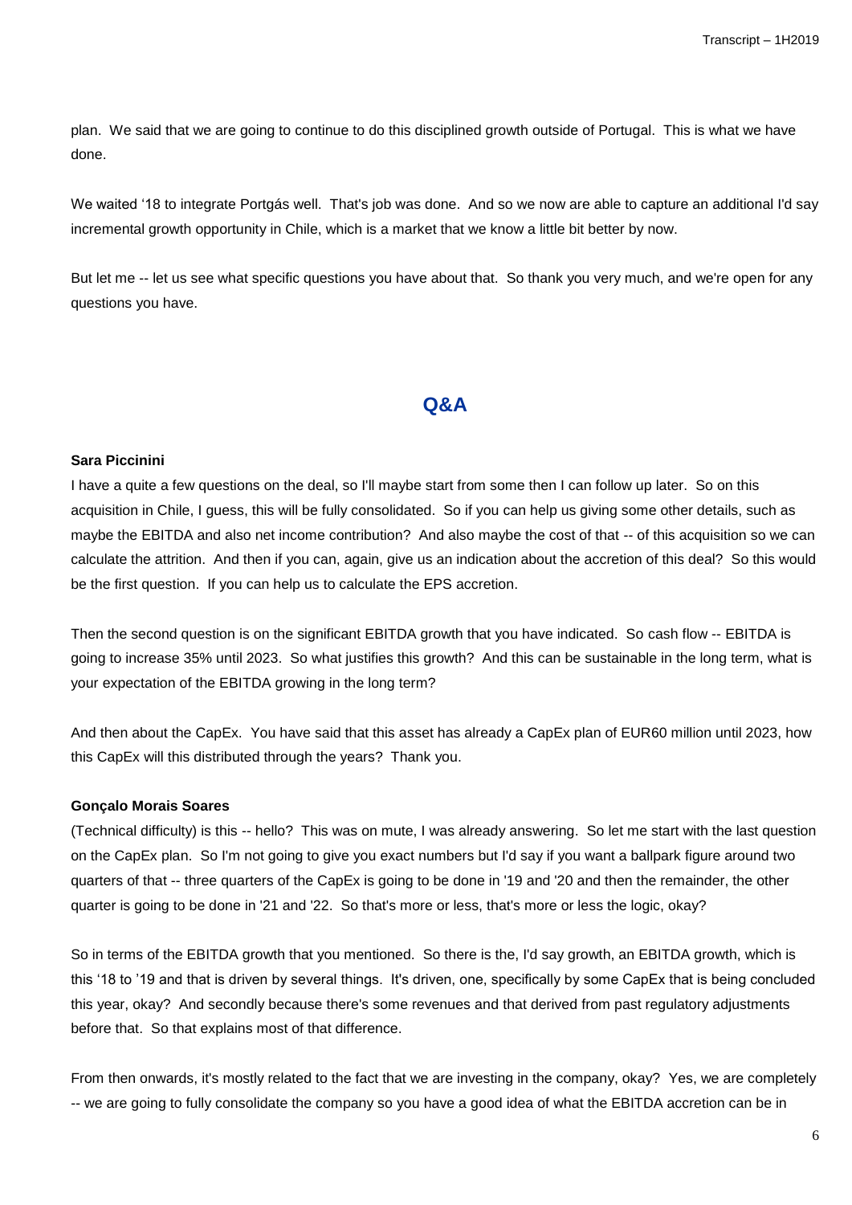plan. We said that we are going to continue to do this disciplined growth outside of Portugal. This is what we have done.

We waited '18 to integrate Portgás well. That's job was done. And so we now are able to capture an additional I'd say incremental growth opportunity in Chile, which is a market that we know a little bit better by now.

But let me -- let us see what specific questions you have about that. So thank you very much, and we're open for any questions you have.

## Q&A

**Sara Piccinini**

I have a quite a few questions on the deal, so I'll maybe start from some then I can follow up later. So on this acquisition in Chile, I guess, this will be fully consolidated. So if you can help us giving some other details, such as maybe the EBITDA and also net income contribution? And also maybe the cost of that -- of this acquisition so we can calculate the attrition. And then if you can, again, give us an indication about the accretion of this deal? So this would be the first question. If you can help us to calculate the EPS accretion.

Then the second question is on the significant EBITDA growth that you have indicated. So cash flow -- EBITDA is going to increase 35% until 2023. So what justifies this growth? And this can be sustainable in the long term, what is your expectation of the EBITDA growing in the long term?

And then about the CapEx. You have said that this asset has already a CapEx plan of EUR60 million until 2023, how this CapEx will this distributed through the years? Thank you.

**Gonçalo Morais Soares**

(Technical difficulty) is this -- hello? This was on mute, I was already answering. So let me start with the last question on the CapEx plan. So I'm not going to give you exact numbers but I'd say if you want a ballpark figure around two quarters of that -- three quarters of the CapEx is going to be done in '19 and '20 and then the remainder, the other quarter is going to be done in '21 and '22. So that's more or less, that's more or less the logic, okay?

So in terms of the EBITDA growth that you mentioned. So there is the, I'd say growth, an EBITDA growth, which is this '18 to '19 and that is driven by several things. It's driven, one, specifically by some CapEx that is being concluded this year, okay? And secondly because there's some revenues and that derived from past regulatory adjustments before that. So that explains most of that difference.

From then onwards, it's mostly related to the fact that we are investing in the company, okay? Yes, we are completely -- we are going to fully consolidate the company so you have a good idea of what the EBITDA accretion can be in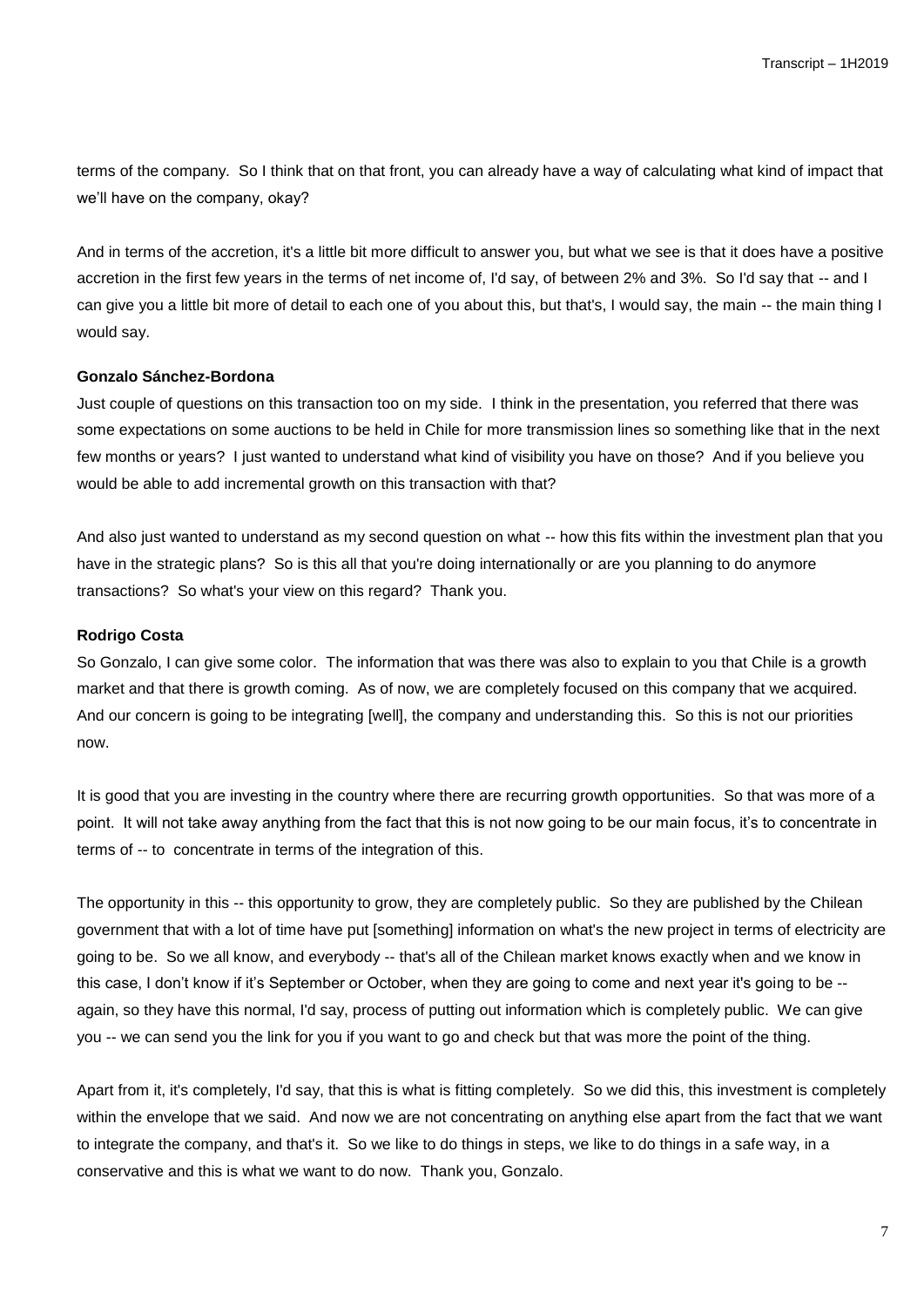terms of the company. So I think that on that front, you can already have a way of calculating what kind of impact that we'll have on the company, okay?

And in terms of the accretion, it's a little bit more difficult to answer you, but what we see is that it does have a positive accretion in the first few years in the terms of net income of, I'd say, of between 2% and 3%. So I'd say that -- and I can give you a little bit more of detail to each one of you about this, but that's, I would say, the main -- the main thing I would say.

**Gonzalo Sánchez-Bordona**

Just couple of questions on this transaction too on my side. I think in the presentation, you referred that there was some expectations on some auctions to be held in Chile for more transmission lines so something like that in the next few months or years? I just wanted to understand what kind of visibility you have on those? And if you believe you would be able to add incremental growth on this transaction with that?

And also just wanted to understand as my second question on what -- how this fits within the investment plan that you have in the strategic plans? So is this all that you're doing internationally or are you planning to do anymore transactions? So what's your view on this regard? Thank you.

**Rodrigo Costa**

So Gonzalo, I can give some color. The information that was there was also to explain to you that Chile is a growth market and that there is growth coming. As of now, we are completely focused on this company that we acquired. And our concern is going to be integrating [well], the company and understanding this. So this is not our priorities now.

It is good that you are investing in the country where there are recurring growth opportunities. So that was more of a point. It will not take away anything from the fact that this is not now going to be our main focus, it's to concentrate in terms of -- to concentrate in terms of the integration of this.

The opportunity in this -- this opportunity to grow, they are completely public. So they are published by the Chilean government that with a lot of time have put [something] information on what's the new project in terms of electricity are going to be. So we all know, and everybody -- that's all of the Chilean market knows exactly when and we know in this case, I don't know if it's September or October, when they are going to come and next year it's going to be -- again, so they have this normal, I'd say, process of putting out information which is completely public. We can give you -- we can send you the link for you if you want to go and check but that was more the point of the thing.

Apart from it, it's completely, I'd say, that this is what is fitting completely. So we did this, this investment is completely within the envelope that we said. And now we are not concentrating on anything else apart from the fact that we want to integrate the company, and that's it. So we like to do things in steps, we like to do things in a safe way, in a conservative and this is what we want to do now. Thank you, Gonzalo.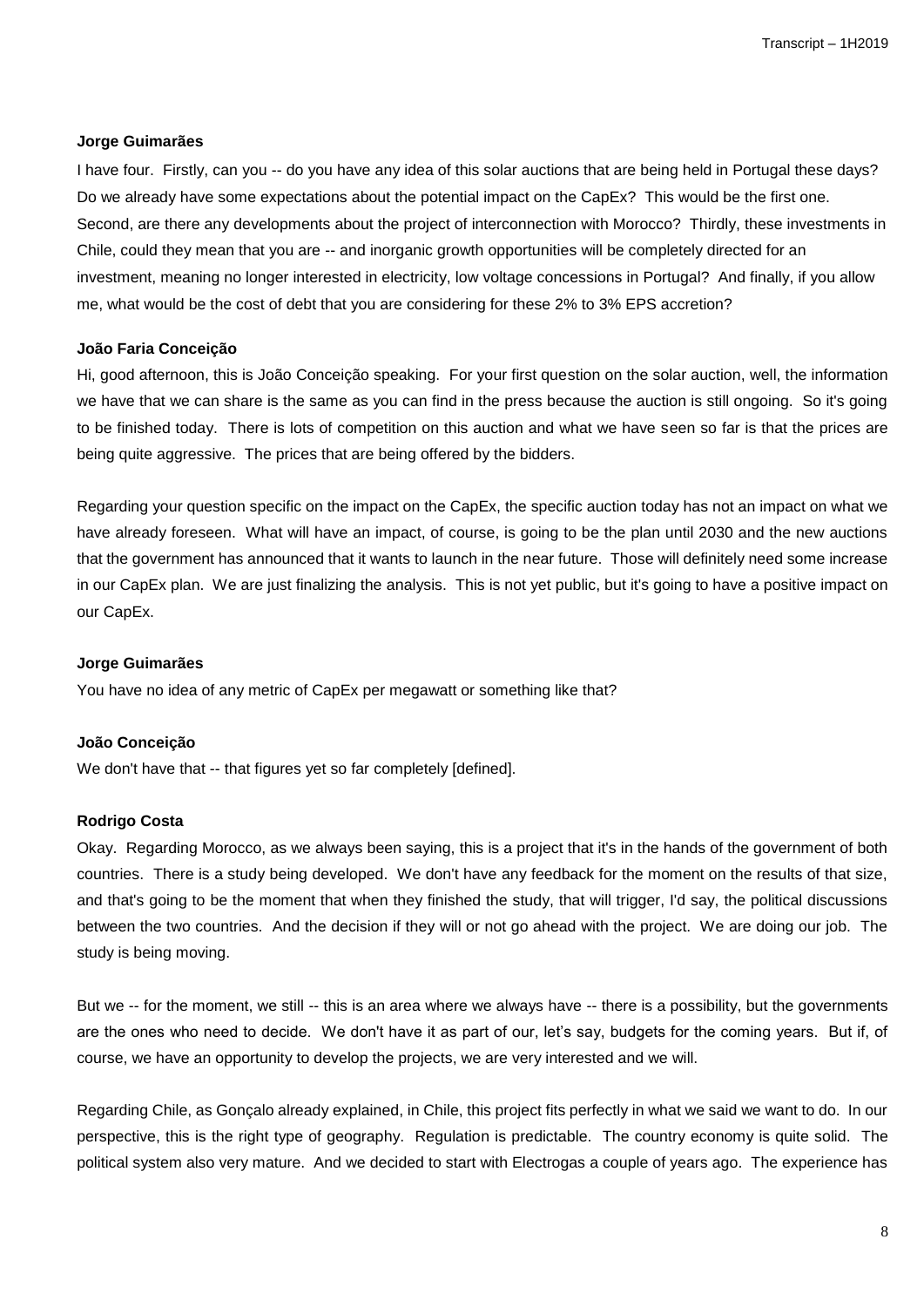**Jorge Guimarães**

I have four. Firstly, can you -- do you have any idea of this solar auctions that are being held in Portugal these days? Do we already have some expectations about the potential impact on the CapEx? This would be the first one. Second, are there any developments about the project of interconnection with Morocco? Thirdly, these investments in Chile, could they mean that you are -- and inorganic growth opportunities will be completely directed for an investment, meaning no longer interested in electricity, low voltage concessions in Portugal? And finally, if you allow me, what would be the cost of debt that you are considering for these 2% to 3% EPS accretion?

**João Faria Conceição**

Hi, good afternoon, this is João Conceição speaking. For your first question on the solar auction, well, the information we have that we can share is the same as you can find in the press because the auction is still ongoing. So it's going to be finished today. There is lots of competition on this auction and what we have seen so far is that the prices are being quite aggressive. The prices that are being offered by the bidders.

Regarding your question specific on the impact on the CapEx, the specific auction today has not an impact on what we have already foreseen. What will have an impact, of course, is going to be the plan until 2030 and the new auctions that the government has announced that it wants to launch in the near future. Those will definitely need some increase in our CapEx plan. We are just finalizing the analysis. This is not yet public, but it's going to have a positive impact on our CapEx.

**Jorge Guimarães**

You have no idea of any metric of CapEx per megawatt or something like that?

**João Conceição**

We don't have that -- that figures yet so far completely [defined].

**Rodrigo Costa**

Okay. Regarding Morocco, as we always been saying, this is a project that it's in the hands of the government of both countries. There is a study being developed. We don't have any feedback for the moment on the results of that size, and that's going to be the moment that when they finished the study, that will trigger, I'd say, the political discussions between the two countries. And the decision if they will or not go ahead with the project. We are doing our job. The study is being moving.

But we -- for the moment, we still -- this is an area where we always have -- there is a possibility, but the governments are the ones who need to decide. We don't have it as part of our, let's say, budgets for the coming years. But if, of course, we have an opportunity to develop the projects, we are very interested and we will.

Regarding Chile, as Gonçalo already explained, in Chile, this project fits perfectly in what we said we want to do. In our perspective, this is the right type of geography. Regulation is predictable. The country economy is quite solid. The political system also very mature. And we decided to start with Electrogas a couple of years ago. The experience has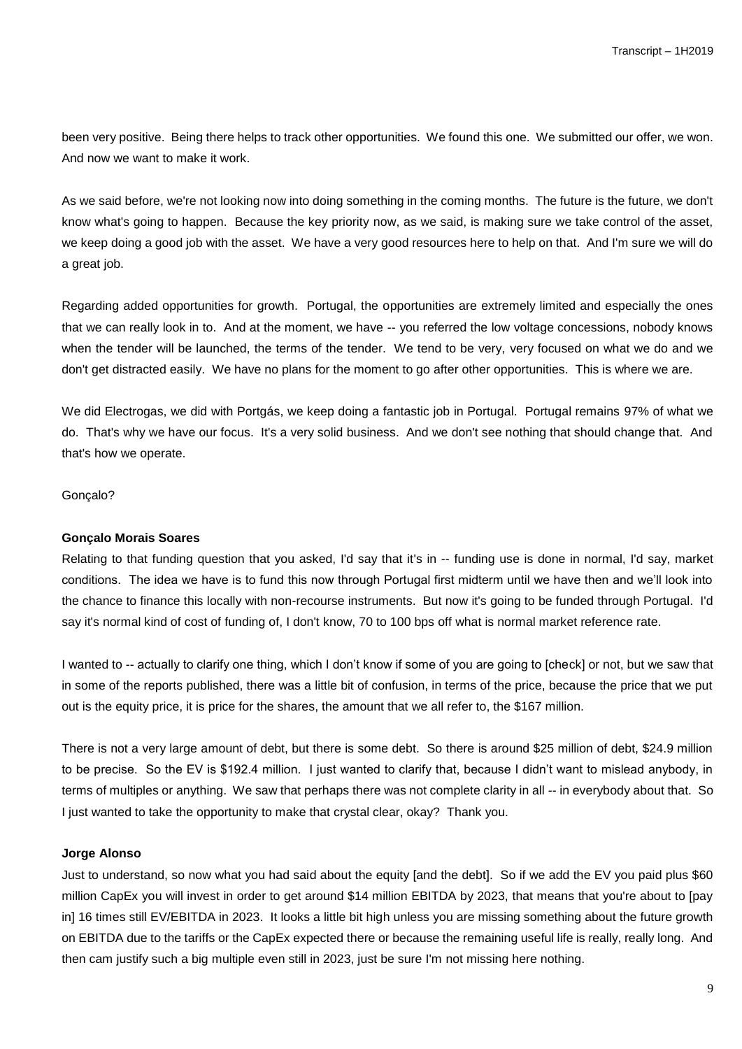been very positive. Being there helps to track other opportunities. We found this one. We submitted our offer, we won. And now we want to make it work.

As we said before, we're not looking now into doing something in the coming months. The future is the future, we don't know what's going to happen. Because the key priority now, as we said, is making sure we take control of the asset, we keep doing a good job with the asset. We have a very good resources here to help on that. And I'm sure we will do a great job.

Regarding added opportunities for growth. Portugal, the opportunities are extremely limited and especially the ones that we can really look in to. And at the moment, we have -- you referred the low voltage concessions, nobody knows when the tender will be launched, the terms of the tender. We tend to be very, very focused on what we do and we don't get distracted easily. We have no plans for the moment to go after other opportunities. This is where we are.

We did Electrogas, we did with Portgás, we keep doing a fantastic job in Portugal. Portugal remains 97% of what we do. That's why we have our focus. It's a very solid business. And we don't see nothing that should change that. And that's how we operate.

Gonçalo?

**Gonçalo Morais Soares**

Relating to that funding question that you asked, I'd say that it's in -- funding use is done in normal, I'd say, market conditions. The idea we have is to fund this now through Portugal first midterm until we have then and we'll look into the chance to finance this locally with non-recourse instruments. But now it's going to be funded through Portugal. I'd say it's normal kind of cost of funding of, I don't know, 70 to 100 bps off what is normal market reference rate.

I wanted to -- actually to clarify one thing, which I don't know if some of you are going to [check] or not, but we saw that in some of the reports published, there was a little bit of confusion, in terms of the price, because the price that we put out is the equity price, it is price for the shares, the amount that we all refer to, the $167 million.

There is not a very large amount of debt, but there is some debt. So there is around $25 million of debt, $24.9 million to be precise. So the EV is $192.4 million. I just wanted to clarify that, because I didn't want to mislead anybody, in terms of multiples or anything. We saw that perhaps there was not complete clarity in all -- in everybody about that. So I just wanted to take the opportunity to make that crystal clear, okay? Thank you.

**Jorge Alonso**

Just to understand, so now what you had said about the equity [and the debt]. So if we add the EV you paid plus $60 million CapEx you will invest in order to get around $14 million EBITDA by 2023, that means that you're about to [pay in] 16 times still EV/EBITDA in 2023. It looks a little bit high unless you are missing something about the future growth on EBITDA due to the tariffs or the CapEx expected there or because the remaining useful life is really, really long. And then cam justify such a big multiple even still in 2023, just be sure I'm not missing here nothing.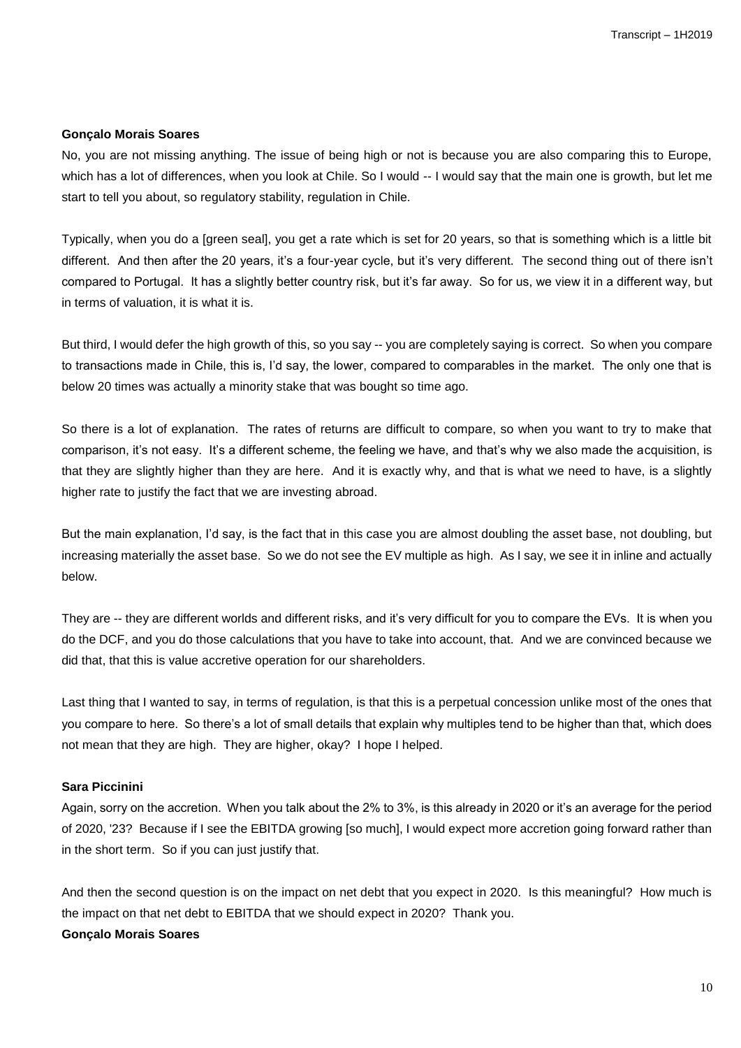**Gonçalo Morais Soares**

No, you are not missing anything. The issue of being high or not is because you are also comparing this to Europe, which has a lot of differences, when you look at Chile. So I would -- I would say that the main one is growth, but let me start to tell you about, so regulatory stability, regulation in Chile.

Typically, when you do a [green seal], you get a rate which is set for 20 years, so that is something which is a little bit different. And then after the 20 years, it's a four-year cycle, but it's very different. The second thing out of there isn't compared to Portugal. It has a slightly better country risk, but it's far away. So for us, we view it in a different way, but in terms of valuation, it is what it is.

But third, I would defer the high growth of this, so you say -- you are completely saying is correct. So when you compare to transactions made in Chile, this is, I'd say, the lower, compared to comparables in the market. The only one that is below 20 times was actually a minority stake that was bought so time ago.

So there is a lot of explanation. The rates of returns are difficult to compare, so when you want to try to make that comparison, it's not easy. It's a different scheme, the feeling we have, and that's why we also made the acquisition, is that they are slightly higher than they are here. And it is exactly why, and that is what we need to have, is a slightly higher rate to justify the fact that we are investing abroad.

But the main explanation, I'd say, is the fact that in this case you are almost doubling the asset base, not doubling, but increasing materially the asset base. So we do not see the EV multiple as high. As I say, we see it in inline and actually below.

They are -- they are different worlds and different risks, and it's very difficult for you to compare the EVs. It is when you do the DCF, and you do those calculations that you have to take into account, that. And we are convinced because we did that, that this is value accretive operation for our shareholders.

Last thing that I wanted to say, in terms of regulation, is that this is a perpetual concession unlike most of the ones that you compare to here. So there's a lot of small details that explain why multiples tend to be higher than that, which does not mean that they are high. They are higher, okay? I hope I helped.

**Sara Piccinini**

Again, sorry on the accretion. When you talk about the 2% to 3%, is this already in 2020 or it's an average for the period of 2020, '23? Because if I see the EBITDA growing [so much], I would expect more accretion going forward rather than in the short term. So if you can just justify that.

And then the second question is on the impact on net debt that you expect in 2020. Is this meaningful? How much is the impact on that net debt to EBITDA that we should expect in 2020? Thank you.

**Gonçalo Morais Soares**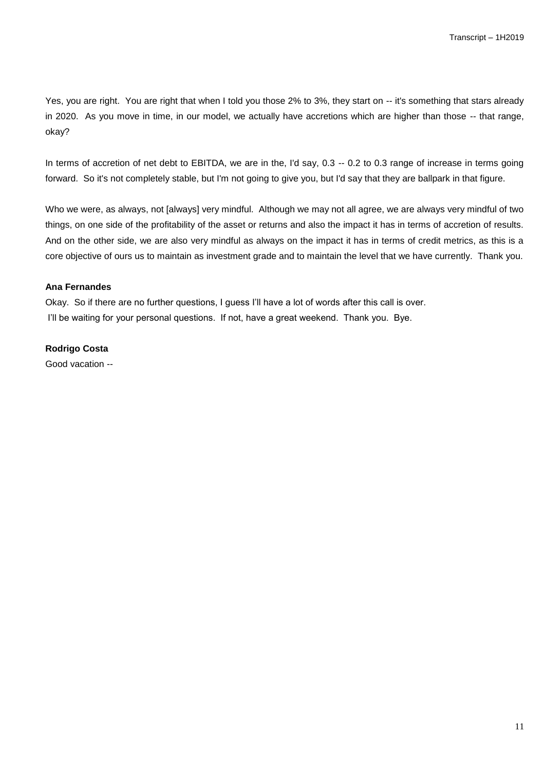Yes, you are right. You are right that when I told you those 2% to 3%, they start on -- it's something that stars already in 2020. As you move in time, in our model, we actually have accretions which are higher than those -- that range, okay?

In terms of accretion of net debt to EBITDA, we are in the, I'd say, 0.3 -- 0.2 to 0.3 range of increase in terms going forward. So it's not completely stable, but I'm not going to give you, but I'd say that they are ballpark in that figure.

Who we were, as always, not [always] very mindful. Although we may not all agree, we are always very mindful of two things, on one side of the profitability of the asset or returns and also the impact it has in terms of accretion of results. And on the other side, we are also very mindful as always on the impact it has in terms of credit metrics, as this is a core objective of ours us to maintain as investment grade and to maintain the level that we have currently. Thank you.

**Ana Fernandes**

Okay. So if there are no further questions, I guess I'll have a lot of words after this call is over.
I'll be waiting for your personal questions. If not, have a great weekend. Thank you. Bye.

**Rodrigo Costa**

Good vacation --